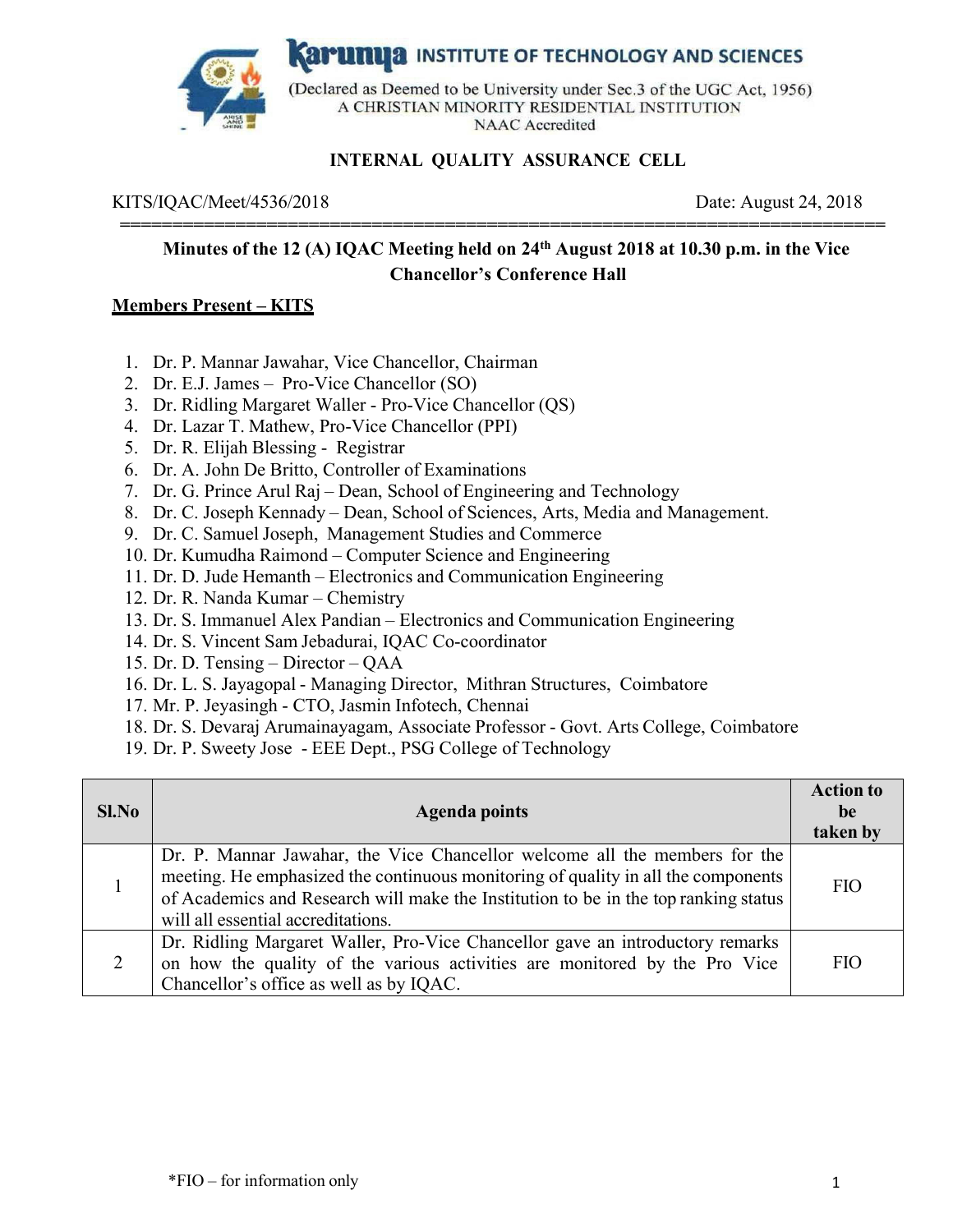# Karunya INSTITUTE OF TECHNOLOGY AND SCIENCES

(Declared as Deemed to be University under Sec.3 of the UGC Act, 1956)
A CHRISTIAN MINORITY RESIDENTIAL INSTITUTION
NAAC Accredited

## INTERNAL QUALITY ASSURANCE CELL

KITS/IQAC/Meet/4536/2018 Date: August 24, 2018

---

**Minutes of the 12 (A) IQAC Meeting held on 24th August 2018 at 10.30 p.m. in the Vice Chancellor's Conference Hall**

**Members Present – KITS**

1. Dr. P. Mannar Jawahar, Vice Chancellor, Chairman
2. Dr. E.J. James – Pro-Vice Chancellor (SO)
3. Dr. Ridling Margaret Waller - Pro-Vice Chancellor (QS)
4. Dr. Lazar T. Mathew, Pro-Vice Chancellor (PPI)
5. Dr. R. Elijah Blessing - Registrar
6. Dr. A. John De Britto, Controller of Examinations
7. Dr. G. Prince Arul Raj – Dean, School of Engineering and Technology
8. Dr. C. Joseph Kennady – Dean, School of Sciences, Arts, Media and Management.
9. Dr. C. Samuel Joseph, Management Studies and Commerce
10. Dr. Kumudha Raimond – Computer Science and Engineering
11. Dr. D. Jude Hemanth – Electronics and Communication Engineering
12. Dr. R. Nanda Kumar – Chemistry
13. Dr. S. Immanuel Alex Pandian – Electronics and Communication Engineering
14. Dr. S. Vincent Sam Jebadurai, IQAC Co-coordinator
15. Dr. D. Tensing – Director – QAA
16. Dr. L. S. Jayagopal - Managing Director, Mithran Structures, Coimbatore
17. Mr. P. Jeyasingh - CTO, Jasmin Infotech, Chennai
18. Dr. S. Devaraj Arumainayagam, Associate Professor - Govt. Arts College, Coimbatore
19. Dr. P. Sweety Jose - EEE Dept., PSG College of Technology

| Sl.No | Agenda points | Action to be taken by |
|---|---|---|
| 1 | Dr. P. Mannar Jawahar, the Vice Chancellor welcome all the members for the meeting. He emphasized the continuous monitoring of quality in all the components of Academics and Research will make the Institution to be in the top ranking status will all essential accreditations. | FIO |
| 2 | Dr. Ridling Margaret Waller, Pro-Vice Chancellor gave an introductory remarks on how the quality of the various activities are monitored by the Pro Vice Chancellor's office as well as by IQAC. | FIO |

*FIO – for information only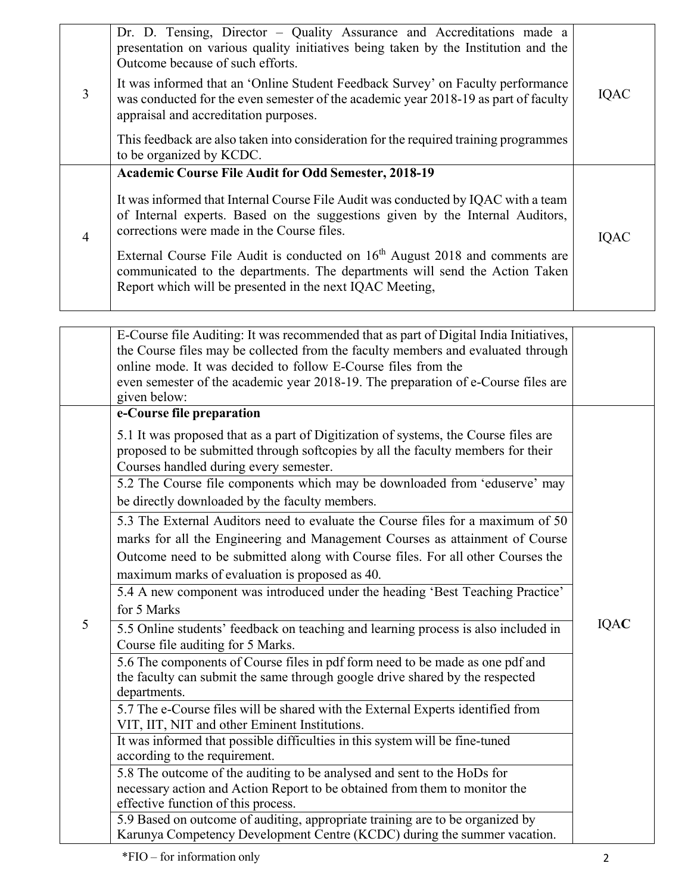| | | |
|---|---|---|
| 3 | Dr. D. Tensing, Director – Quality Assurance and Accreditations made a presentation on various quality initiatives being taken by the Institution and the Outcome because of such efforts.<br><br>It was informed that an 'Online Student Feedback Survey' on Faculty performance was conducted for the even semester of the academic year 2018-19 as part of faculty appraisal and accreditation purposes.<br><br>This feedback are also taken into consideration for the required training programmes to be organized by KCDC. | IQAC |
| 4 | **Academic Course File Audit for Odd Semester, 2018-19**<br><br>It was informed that Internal Course File Audit was conducted by IQAC with a team of Internal experts. Based on the suggestions given by the Internal Auditors, corrections were made in the Course files.<br><br>External Course File Audit is conducted on 16th August 2018 and comments are communicated to the departments. The departments will send the Action Taken Report which will be presented in the next IQAC Meeting, | IQAC |

| | | |
|---|---|---|
| | E-Course file Auditing: It was recommended that as part of Digital India Initiatives, the Course files may be collected from the faculty members and evaluated through online mode. It was decided to follow E-Course files from the even semester of the academic year 2018-19. The preparation of e-Course files are given below: | |
| 5 | **e-Course file preparation**<br><br>5.1 It was proposed that as a part of Digitization of systems, the Course files are proposed to be submitted through softcopies by all the faculty members for their Courses handled during every semester.<br><br>5.2 The Course file components which may be downloaded from 'eduserve' may be directly downloaded by the faculty members.<br><br>5.3 The External Auditors need to evaluate the Course files for a maximum of 50 marks for all the Engineering and Management Courses as attainment of Course Outcome need to be submitted along with Course files. For all other Courses the maximum marks of evaluation is proposed as 40.<br><br>5.4 A new component was introduced under the heading 'Best Teaching Practice' for 5 Marks<br><br>5.5 Online students' feedback on teaching and learning process is also included in Course file auditing for 5 Marks.<br><br>5.6 The components of Course files in pdf form need to be made as one pdf and the faculty can submit the same through google drive shared by the respected departments.<br><br>5.7 The e-Course files will be shared with the External Experts identified from VIT, IIT, NIT and other Eminent Institutions.<br><br>It was informed that possible difficulties in this system will be fine-tuned according to the requirement.<br><br>5.8 The outcome of the auditing to be analysed and sent to the HoDs for necessary action and Action Report to be obtained from them to monitor the effective function of this process.<br><br>5.9 Based on outcome of auditing, appropriate training are to be organized by Karunya Competency Development Centre (KCDC) during the summer vacation. | IQAC |

*FIO – for information only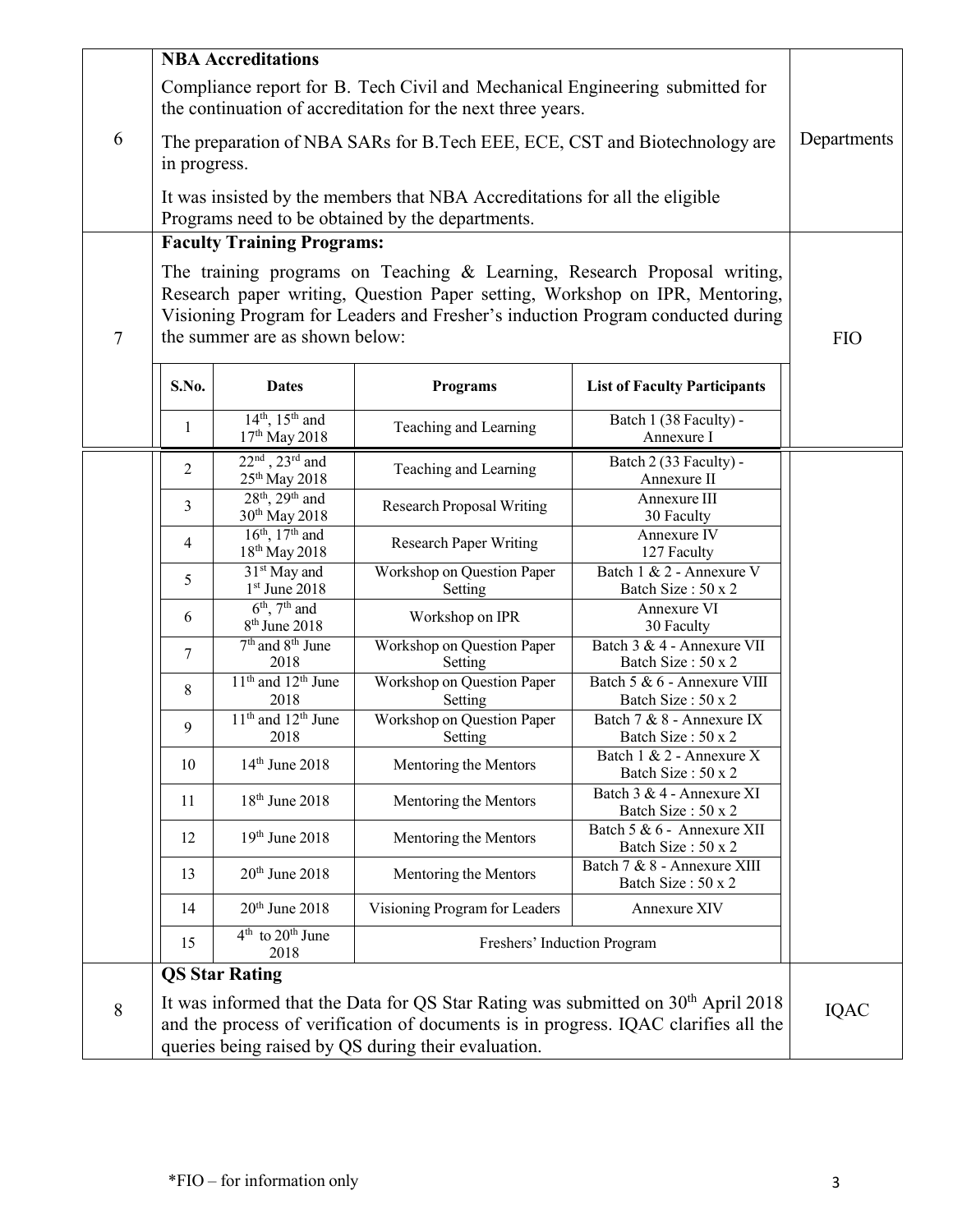| | | |
|---|---|---|
| 6 | **NBA Accreditations**<br><br>Compliance report for B. Tech Civil and Mechanical Engineering submitted for the continuation of accreditation for the next three years.<br><br>The preparation of NBA SARs for B.Tech EEE, ECE, CST and Biotechnology are in progress.<br><br>It was insisted by the members that NBA Accreditations for all the eligible Programs need to be obtained by the departments. | Departments |
| 7 | **Faculty Training Programs:**<br><br>The training programs on Teaching & Learning, Research Proposal writing, Research paper writing, Question Paper setting, Workshop on IPR, Mentoring, Visioning Program for Leaders and Fresher's induction Program conducted during the summer are as shown below: | FIO |

| S.No. | Dates | Programs | List of Faculty Participants |
|---|---|---|---|
| 1 | 14th, 15th and 17th May 2018 | Teaching and Learning | Batch 1 (38 Faculty) - Annexure I |
| 2 | 22nd , 23rd and 25th May 2018 | Teaching and Learning | Batch 2 (33 Faculty) - Annexure II |
| 3 | 28th, 29th and 30th May 2018 | Research Proposal Writing | Annexure III 30 Faculty |
| 4 | 16th, 17th and 18th May 2018 | Research Paper Writing | Annexure IV 127 Faculty |
| 5 | 31st May and 1st June 2018 | Workshop on Question Paper Setting | Batch 1 & 2 - Annexure V Batch Size : 50 x 2 |
| 6 | 6th, 7th and 8th June 2018 | Workshop on IPR | Annexure VI 30 Faculty |
| 7 | 7th and 8th June 2018 | Workshop on Question Paper Setting | Batch 3 & 4 - Annexure VII Batch Size : 50 x 2 |
| 8 | 11th and 12th June 2018 | Workshop on Question Paper Setting | Batch 5 & 6 - Annexure VIII Batch Size : 50 x 2 |
| 9 | 11th and 12th June 2018 | Workshop on Question Paper Setting | Batch 7 & 8 - Annexure IX Batch Size : 50 x 2 |
| 10 | 14th June 2018 | Mentoring the Mentors | Batch 1 & 2 - Annexure X Batch Size : 50 x 2 |
| 11 | 18th June 2018 | Mentoring the Mentors | Batch 3 & 4 - Annexure XI Batch Size : 50 x 2 |
| 12 | 19th June 2018 | Mentoring the Mentors | Batch 5 & 6 - Annexure XII Batch Size : 50 x 2 |
| 13 | 20th June 2018 | Mentoring the Mentors | Batch 7 & 8 - Annexure XIII Batch Size : 50 x 2 |
| 14 | 20th June 2018 | Visioning Program for Leaders | Annexure XIV |
| 15 | 4th to 20th June 2018 | Freshers' Induction Program | |

| | | |
|---|---|---|
| 8 | **QS Star Rating**<br><br>It was informed that the Data for QS Star Rating was submitted on 30th April 2018 and the process of verification of documents is in progress. IQAC clarifies all the queries being raised by QS during their evaluation. | IQAC |

*FIO – for information only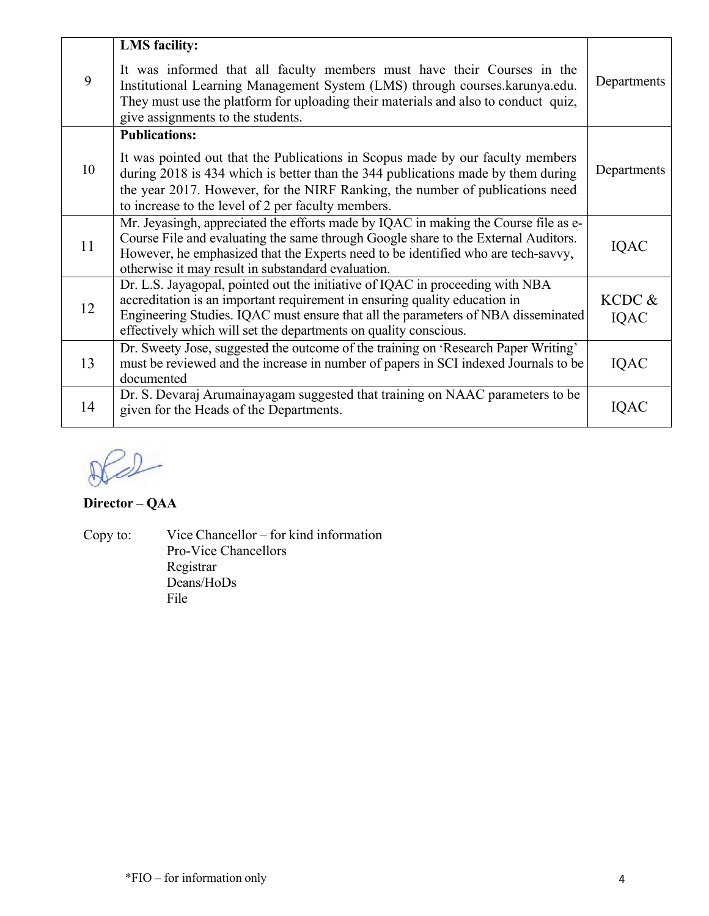| | | |
|---|---|---|
| 9 | **LMS facility:**<br><br>It was informed that all faculty members must have their Courses in the Institutional Learning Management System (LMS) through courses.karunya.edu. They must use the platform for uploading their materials and also to conduct quiz, give assignments to the students. | Departments |
| 10 | **Publications:**<br><br>It was pointed out that the Publications in Scopus made by our faculty members during 2018 is 434 which is better than the 344 publications made by them during the year 2017. However, for the NIRF Ranking, the number of publications need to increase to the level of 2 per faculty members. | Departments |
| 11 | Mr. Jeyasingh, appreciated the efforts made by IQAC in making the Course file as e-Course File and evaluating the same through Google share to the External Auditors. However, he emphasized that the Experts need to be identified who are tech-savvy, otherwise it may result in substandard evaluation. | IQAC |
| 12 | Dr. L.S. Jayagopal, pointed out the initiative of IQAC in proceeding with NBA accreditation is an important requirement in ensuring quality education in Engineering Studies. IQAC must ensure that all the parameters of NBA disseminated effectively which will set the departments on quality conscious. | KCDC & IQAC |
| 13 | Dr. Sweety Jose, suggested the outcome of the training on 'Research Paper Writing' must be reviewed and the increase in number of papers in SCI indexed Journals to be documented | IQAC |
| 14 | Dr. S. Devaraj Arumainayagam suggested that training on NAAC parameters to be given for the Heads of the Departments. | IQAC |

**Director – QAA**

Copy to: Vice Chancellor – for kind information
Pro-Vice Chancellors
Registrar
Deans/HoDs
File

*FIO – for information only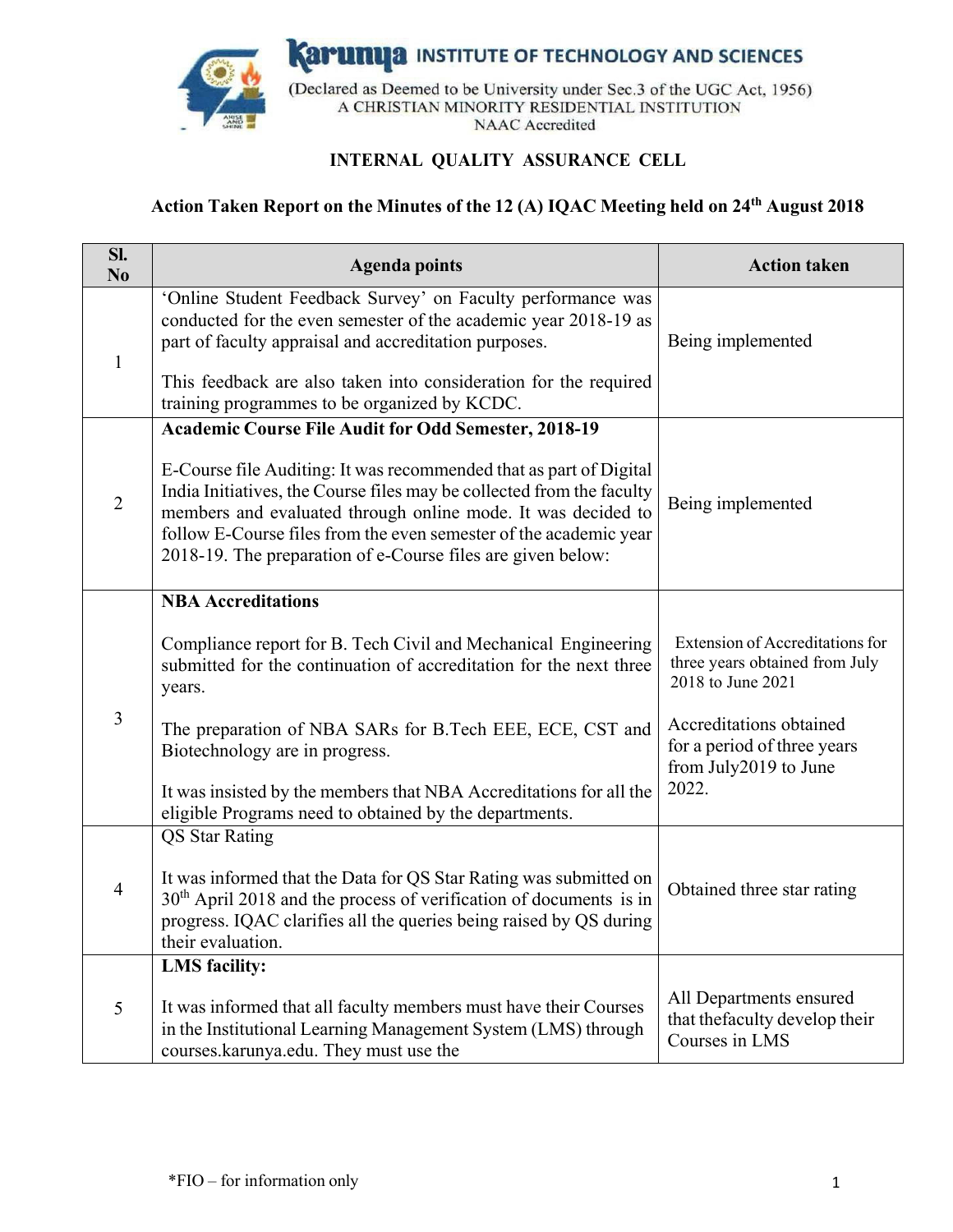**Karunya INSTITUTE OF TECHNOLOGY AND SCIENCES**
(Declared as Deemed to be University under Sec.3 of the UGC Act, 1956)
A CHRISTIAN MINORITY RESIDENTIAL INSTITUTION
NAAC Accredited

## INTERNAL QUALITY ASSURANCE CELL

### Action Taken Report on the Minutes of the 12 (A) IQAC Meeting held on 24th August 2018

| Sl. No | Agenda points | Action taken |
|---|---|---|
| 1 | 'Online Student Feedback Survey' on Faculty performance was conducted for the even semester of the academic year 2018-19 as part of faculty appraisal and accreditation purposes.<br><br>This feedback are also taken into consideration for the required training programmes to be organized by KCDC. | Being implemented |
| 2 | **Academic Course File Audit for Odd Semester, 2018-19**<br><br>E-Course file Auditing: It was recommended that as part of Digital India Initiatives, the Course files may be collected from the faculty members and evaluated through online mode. It was decided to follow E-Course files from the even semester of the academic year 2018-19. The preparation of e-Course files are given below: | Being implemented |
| 3 | **NBA Accreditations**<br><br>Compliance report for B. Tech Civil and Mechanical Engineering submitted for the continuation of accreditation for the next three years.<br><br>The preparation of NBA SARs for B.Tech EEE, ECE, CST and Biotechnology are in progress.<br><br>It was insisted by the members that NBA Accreditations for all the eligible Programs need to obtained by the departments. | Extension of Accreditations for three years obtained from July 2018 to June 2021<br><br>Accreditations obtained for a period of three years from July2019 to June 2022. |
| 4 | QS Star Rating<br><br>It was informed that the Data for QS Star Rating was submitted on 30th April 2018 and the process of verification of documents is in progress. IQAC clarifies all the queries being raised by QS during their evaluation. | Obtained three star rating |
| 5 | **LMS facility:**<br><br>It was informed that all faculty members must have their Courses in the Institutional Learning Management System (LMS) through courses.karunya.edu. They must use the | All Departments ensured that thefaculty develop their Courses in LMS |

*FIO – for information only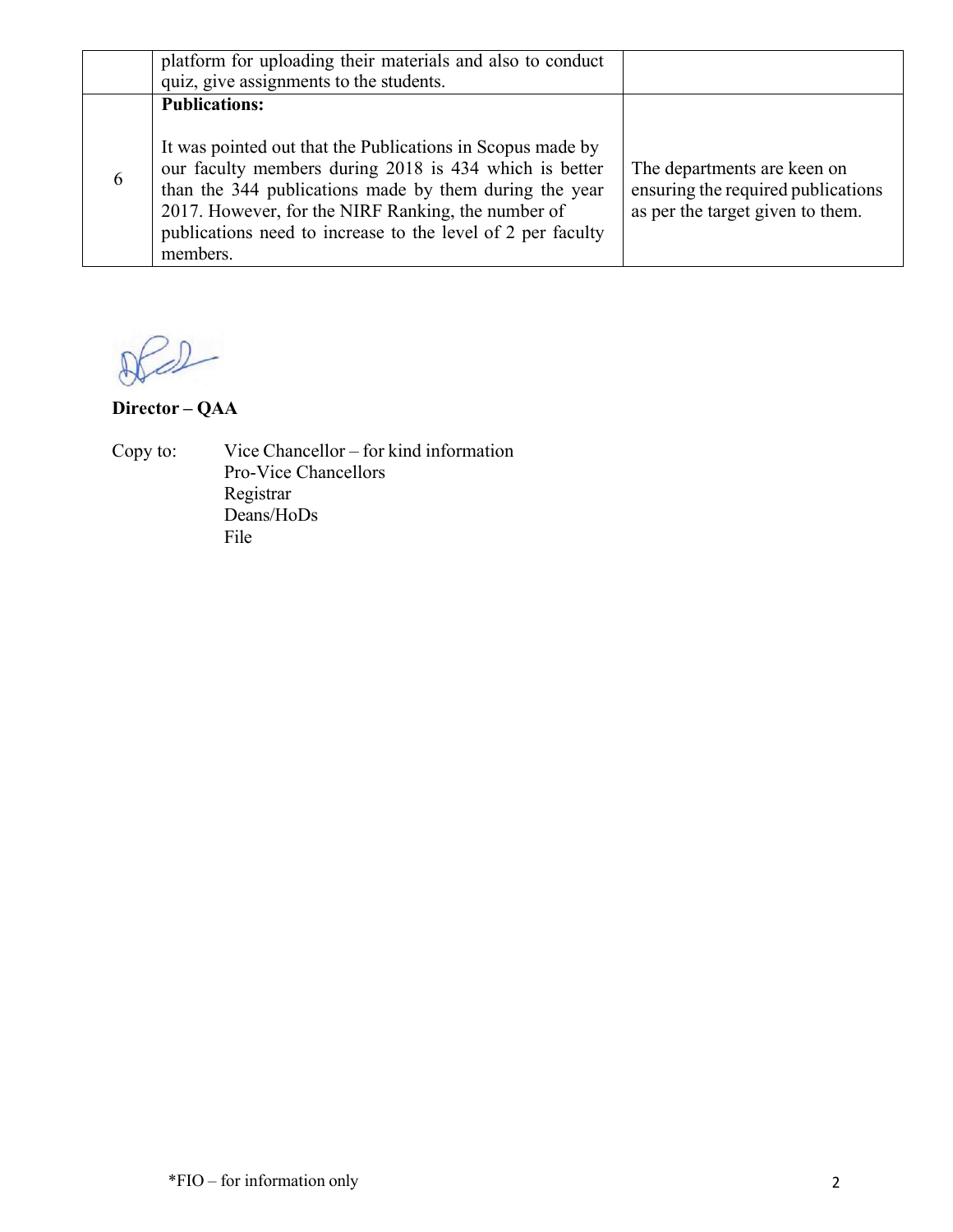| | | |
|---|---|---|
| | platform for uploading their materials and also to conduct quiz, give assignments to the students. | |
| 6 | **Publications:**<br><br>It was pointed out that the Publications in Scopus made by our faculty members during 2018 is 434 which is better than the 344 publications made by them during the year 2017. However, for the NIRF Ranking, the number of publications need to increase to the level of 2 per faculty members. | The departments are keen on ensuring the required publications as per the target given to them. |

**Director – QAA**

Copy to: Vice Chancellor – for kind information
Pro-Vice Chancellors
Registrar
Deans/HoDs
File

*FIO – for information only